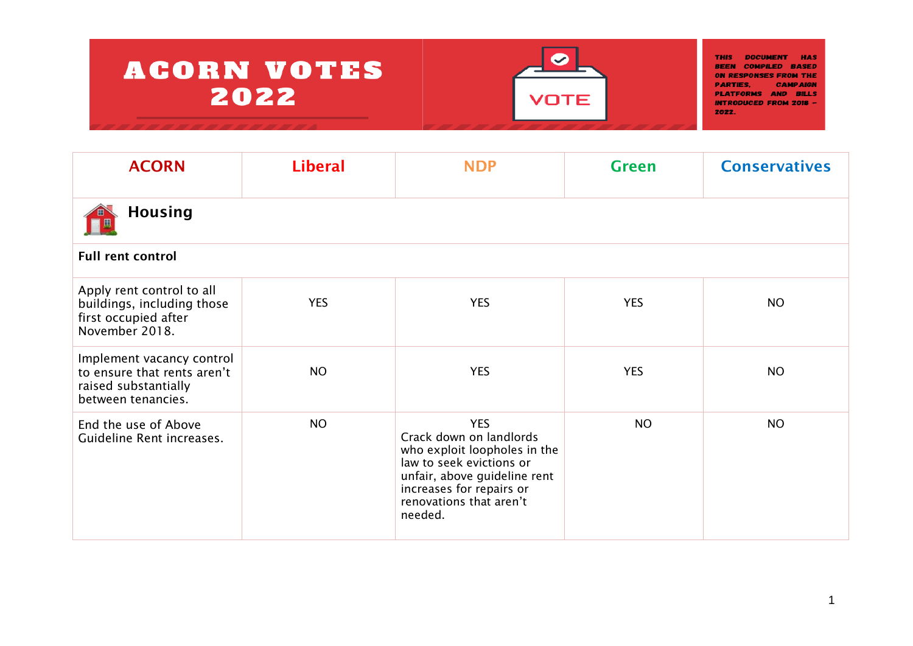# ACORN VOTES 2022

VOTE

THIS DOCUMENT HAS BEEN COMPILED BASED ON RESPONSES FROM THE PARTIES, CAMPAIGN PLATFORMS AND BILLS INTRODUCED FROM 2018 – 2022.

| ACORN | Liberal | NDP | Green | Conservatives |
|---|---|---|---|---|
| **Housing** | | | | |
| **Full rent control** | | | | |
| Apply rent control to all buildings, including those first occupied after November 2018. | YES | YES | YES | NO |
| Implement vacancy control to ensure that rents aren't raised substantially between tenancies. | NO | YES | YES | NO |
| End the use of Above Guideline Rent increases. | NO | YES Crack down on landlords who exploit loopholes in the law to seek evictions or unfair, above guideline rent increases for repairs or renovations that aren't needed. | NO | NO |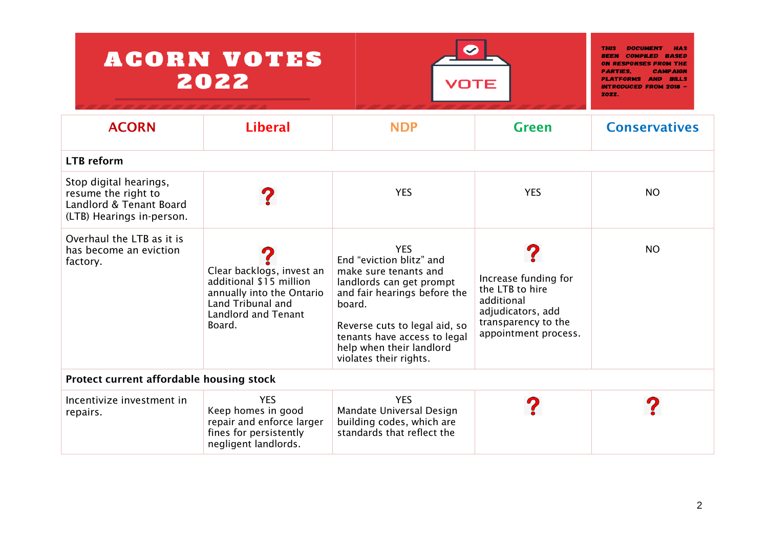# ACORN VOTES 2022

VOTE

THIS DOCUMENT HAS BEEN COMPILED BASED ON RESPONSES FROM THE PARTIES, CAMPAIGN PLATFORMS AND BILLS INTRODUCED FROM 2018 – 2022.

| ACORN | Liberal | NDP | Green | Conservatives |
|---|---|---|---|---|
| **LTB reform** | | | | |
| Stop digital hearings, resume the right to Landlord & Tenant Board (LTB) Hearings in-person. | ? | YES | YES | NO |
| Overhaul the LTB as it is has become an eviction factory. | ? Clear backlogs, invest an additional $15 million annually into the Ontario Land Tribunal and Landlord and Tenant Board. | YES End "eviction blitz" and make sure tenants and landlords can get prompt and fair hearings before the board. Reverse cuts to legal aid, so tenants have access to legal help when their landlord violates their rights. | ? Increase funding for the LTB to hire additional adjudicators, add transparency to the appointment process. | NO |
| **Protect current affordable housing stock** | | | | |
| Incentivize investment in repairs. | YES Keep homes in good repair and enforce larger fines for persistently negligent landlords. | YES Mandate Universal Design building codes, which are standards that reflect the | ? | ? |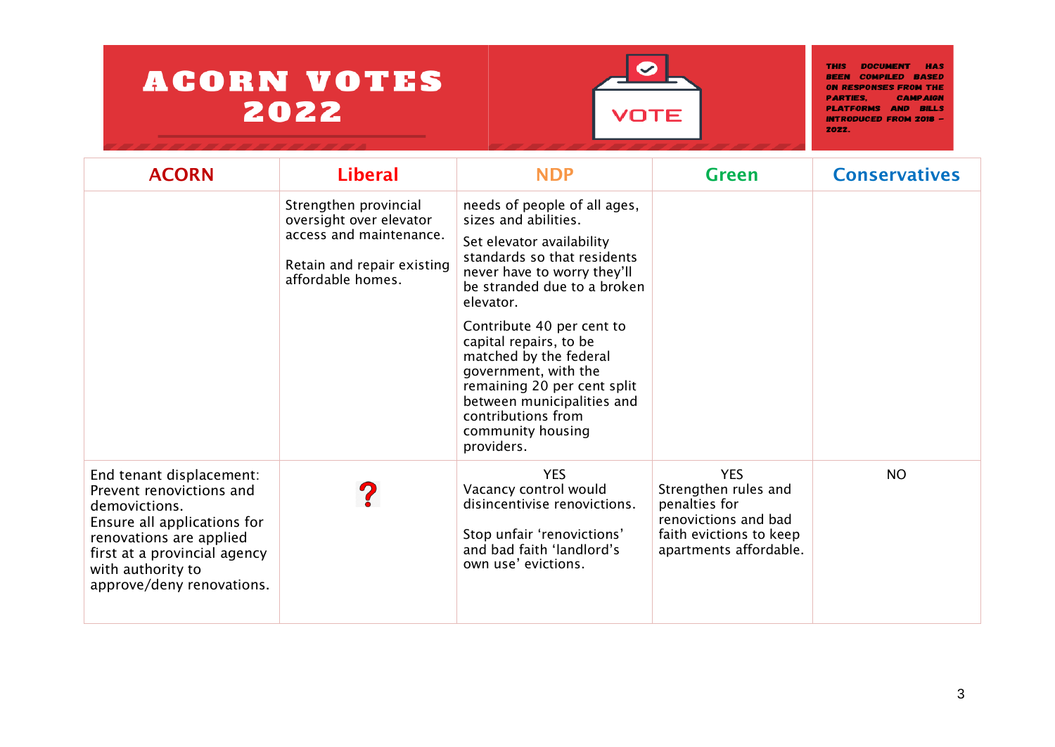# ACORN VOTES 2022

VOTE

THIS DOCUMENT HAS BEEN COMPILED BASED ON RESPONSES FROM THE PARTIES, CAMPAIGN PLATFORMS AND BILLS INTRODUCED FROM 2018 – 2022.

| ACORN | Liberal | NDP | Green | Conservatives |
|---|---|---|---|---|
| | Strengthen provincial oversight over elevator access and maintenance.<br><br>Retain and repair existing affordable homes. | needs of people of all ages, sizes and abilities.<br><br>Set elevator availability standards so that residents never have to worry they'll be stranded due to a broken elevator.<br><br>Contribute 40 per cent to capital repairs, to be matched by the federal government, with the remaining 20 per cent split between municipalities and contributions from community housing providers. | | |
| End tenant displacement: Prevent renovictions and demovictions.<br>Ensure all applications for renovations are applied first at a provincial agency with authority to approve/deny renovations. | ? | YES<br>Vacancy control would disincentivise renovictions.<br><br>Stop unfair 'renovictions' and bad faith 'landlord's own use' evictions. | YES<br>Strengthen rules and penalties for renovictions and bad faith evictions to keep apartments affordable. | NO |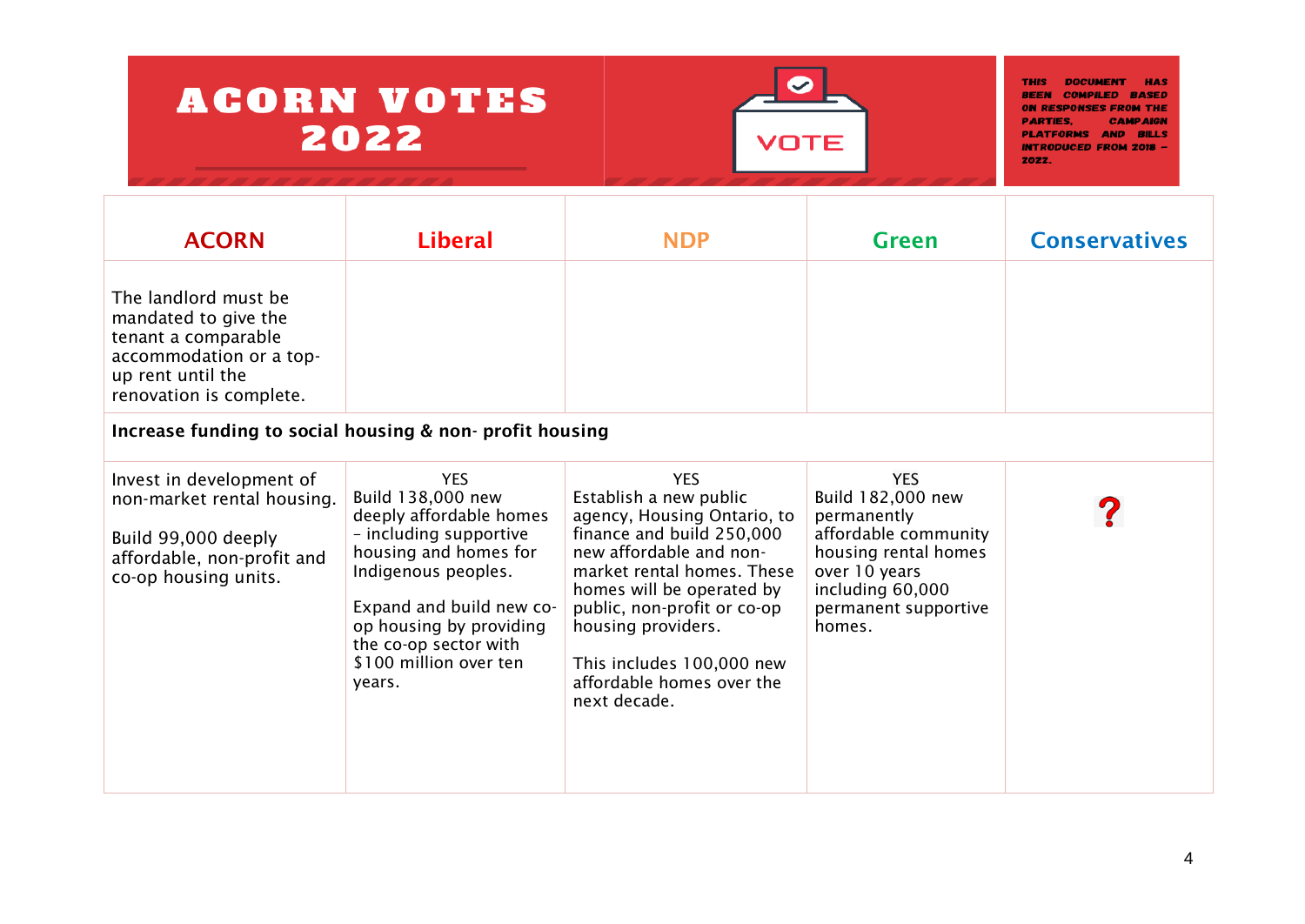# ACORN VOTES 2022

VOTE

THIS DOCUMENT HAS BEEN COMPILED BASED ON RESPONSES FROM THE PARTIES, CAMPAIGN PLATFORMS AND BILLS INTRODUCED FROM 2018 – 2022.

| ACORN | Liberal | NDP | Green | Conservatives |
| --- | --- | --- | --- | --- |
| The landlord must be mandated to give the tenant a comparable accommodation or a top-up rent until the renovation is complete. | | | | |
| **Increase funding to social housing & non- profit housing** | | | | |
| Invest in development of non-market rental housing.<br><br>Build 99,000 deeply affordable, non-profit and co-op housing units. | YES<br>Build 138,000 new deeply affordable homes – including supportive housing and homes for Indigenous peoples.<br><br>Expand and build new co-op housing by providing the co-op sector with $100 million over ten years. | YES<br>Establish a new public agency, Housing Ontario, to finance and build 250,000 new affordable and non-market rental homes. These homes will be operated by public, non-profit or co-op housing providers.<br><br>This includes 100,000 new affordable homes over the next decade. | YES<br>Build 182,000 new permanently affordable community housing rental homes over 10 years including 60,000 permanent supportive homes. | ? |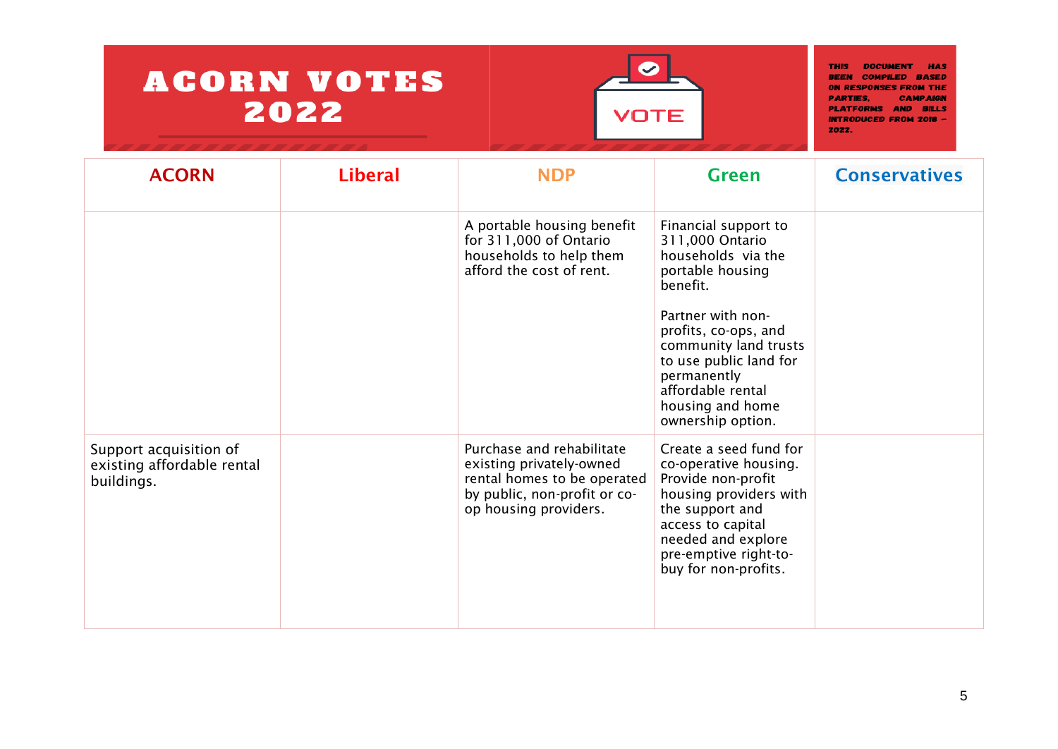# ACORN VOTES 2022

VOTE

THIS DOCUMENT HAS BEEN COMPILED BASED ON RESPONSES FROM THE PARTIES, CAMPAIGN PLATFORMS AND BILLS INTRODUCED FROM 2018 – 2022.

| ACORN | Liberal | NDP | Green | Conservatives |
|---|---|---|---|---|
| | | A portable housing benefit for 311,000 of Ontario households to help them afford the cost of rent. | Financial support to 311,000 Ontario households via the portable housing benefit.<br><br>Partner with non-profits, co-ops, and community land trusts to use public land for permanently affordable rental housing and home ownership option. | |
| Support acquisition of existing affordable rental buildings. | | Purchase and rehabilitate existing privately-owned rental homes to be operated by public, non-profit or co-op housing providers. | Create a seed fund for co-operative housing. Provide non-profit housing providers with the support and access to capital needed and explore pre-emptive right-to-buy for non-profits. | |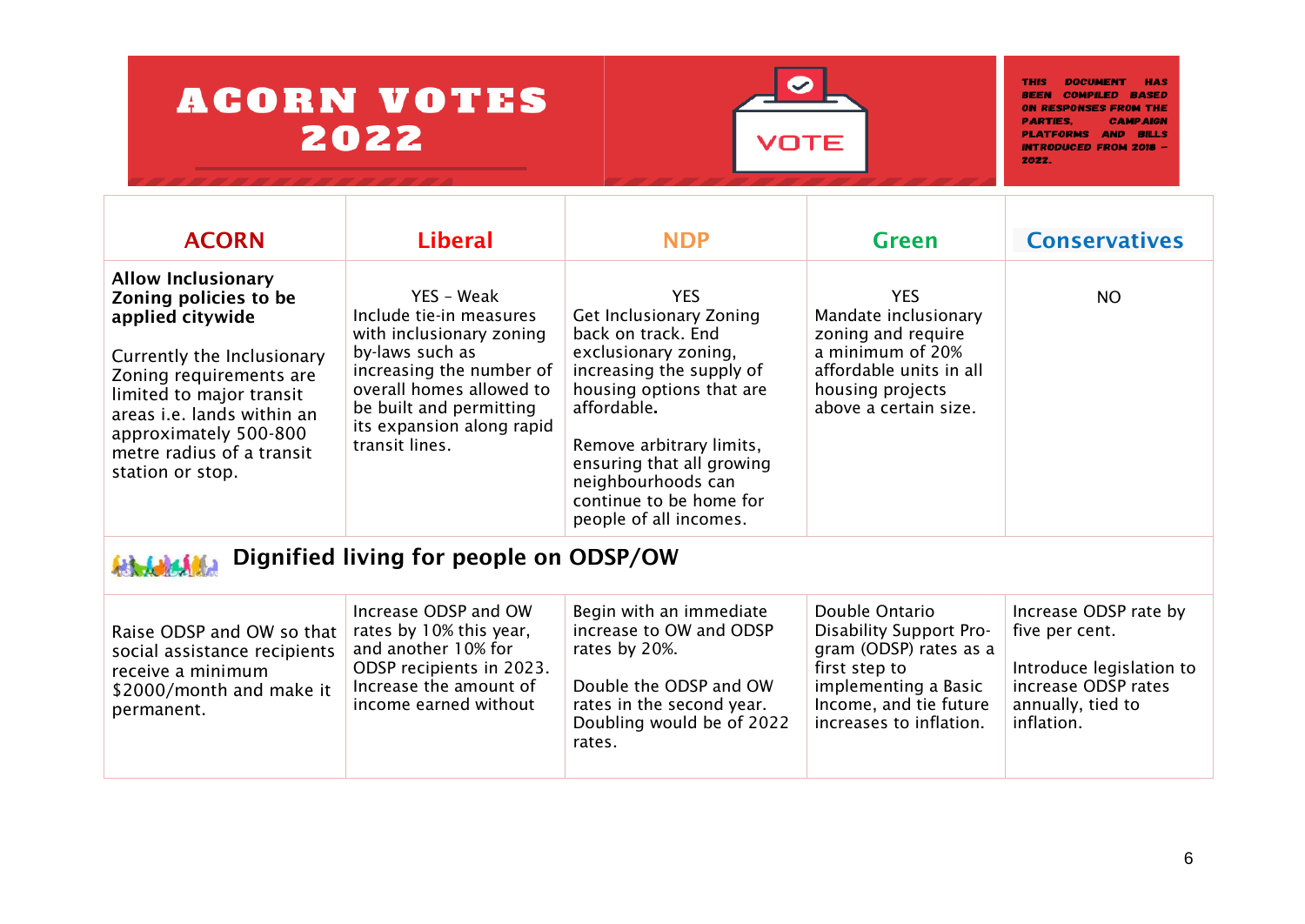# ACORN VOTES 2022

VOTE

THIS DOCUMENT HAS BEEN COMPILED BASED ON RESPONSES FROM THE PARTIES, CAMPAIGN PLATFORMS AND BILLS INTRODUCED FROM 2018 – 2022.

| ACORN | Liberal | NDP | Green | Conservatives |
|---|---|---|---|---|
| **Allow Inclusionary Zoning policies to be applied citywide**<br><br>Currently the Inclusionary Zoning requirements are limited to major transit areas i.e. lands within an approximately 500-800 metre radius of a transit station or stop. | YES – Weak<br>Include tie-in measures with inclusionary zoning by-laws such as increasing the number of overall homes allowed to be built and permitting its expansion along rapid transit lines. | YES<br>Get Inclusionary Zoning back on track. End exclusionary zoning, increasing the supply of housing options that are affordable.<br><br>Remove arbitrary limits, ensuring that all growing neighbourhoods can continue to be home for people of all incomes. | YES<br>Mandate inclusionary zoning and require a minimum of 20% affordable units in all housing projects above a certain size. | NO |
| **Dignified living for people on ODSP/OW** | | | | |
| Raise ODSP and OW so that social assistance recipients receive a minimum $2000/month and make it permanent. | Increase ODSP and OW rates by 10% this year, and another 10% for ODSP recipients in 2023. Increase the amount of income earned without | Begin with an immediate increase to OW and ODSP rates by 20%.<br><br>Double the ODSP and OW rates in the second year. Doubling would be of 2022 rates. | Double Ontario Disability Support Program (ODSP) rates as a first step to implementing a Basic Income, and tie future increases to inflation. | Increase ODSP rate by five per cent.<br><br>Introduce legislation to increase ODSP rates annually, tied to inflation. |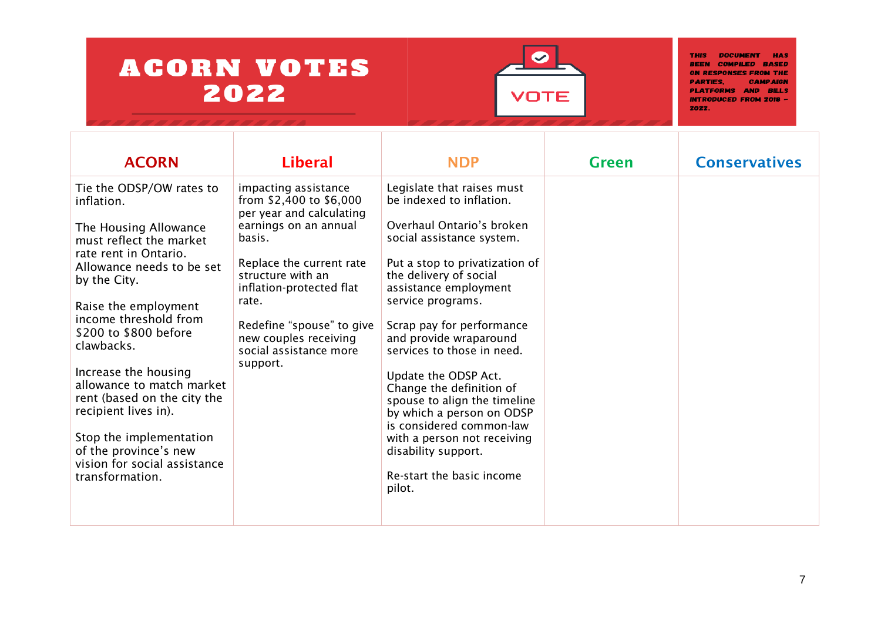# ACORN VOTES 2022

VOTE

THIS DOCUMENT HAS BEEN COMPILED BASED ON RESPONSES FROM THE PARTIES, CAMPAIGN PLATFORMS AND BILLS INTRODUCED FROM 2018 – 2022.

| ACORN | Liberal | NDP | Green | Conservatives |
|---|---|---|---|---|
| Tie the ODSP/OW rates to inflation.<br><br>The Housing Allowance must reflect the market rate rent in Ontario. Allowance needs to be set by the City.<br><br>Raise the employment income threshold from $200 to $800 before clawbacks.<br><br>Increase the housing allowance to match market rent (based on the city the recipient lives in).<br><br>Stop the implementation of the province's new vision for social assistance transformation. | impacting assistance from $2,400 to $6,000 per year and calculating earnings on an annual basis.<br><br>Replace the current rate structure with an inflation-protected flat rate.<br><br>Redefine "spouse" to give new couples receiving social assistance more support. | Legislate that raises must be indexed to inflation.<br><br>Overhaul Ontario's broken social assistance system.<br><br>Put a stop to privatization of the delivery of social assistance employment service programs.<br><br>Scrap pay for performance and provide wraparound services to those in need.<br><br>Update the ODSP Act. Change the definition of spouse to align the timeline by which a person on ODSP is considered common-law with a person not receiving disability support.<br><br>Re-start the basic income pilot. | | |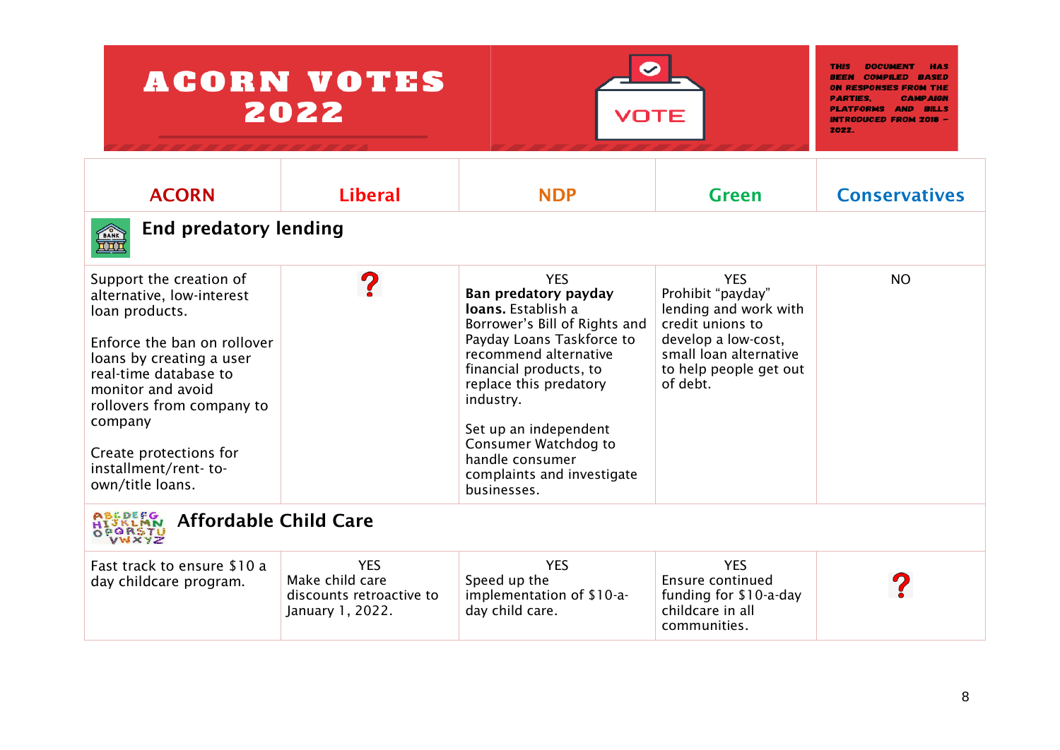# ACORN VOTES 2022

THIS DOCUMENT HAS BEEN COMPILED BASED ON RESPONSES FROM THE PARTIES, CAMPAIGN PLATFORMS AND BILLS INTRODUCED FROM 2018 – 2022.

| ACORN | Liberal | NDP | Green | Conservatives |
|---|---|---|---|---|
| **End predatory lending** | | | | |
| Support the creation of alternative, low-interest loan products.<br><br>Enforce the ban on rollover loans by creating a user real-time database to monitor and avoid rollovers from company to company<br><br>Create protections for installment/rent- to-own/title loans. | ? | YES<br>**Ban predatory payday loans.** Establish a Borrower's Bill of Rights and Payday Loans Taskforce to recommend alternative financial products, to replace this predatory industry.<br><br>Set up an independent Consumer Watchdog to handle consumer complaints and investigate businesses. | YES<br>Prohibit "payday" lending and work with credit unions to develop a low-cost, small loan alternative to help people get out of debt. | NO |
| **Affordable Child Care** | | | | |
| Fast track to ensure $10 a day childcare program. | YES<br>Make child care discounts retroactive to January 1, 2022. | YES<br>Speed up the implementation of $10-a-day child care. | YES<br>Ensure continued funding for $10-a-day childcare in all communities. | ? |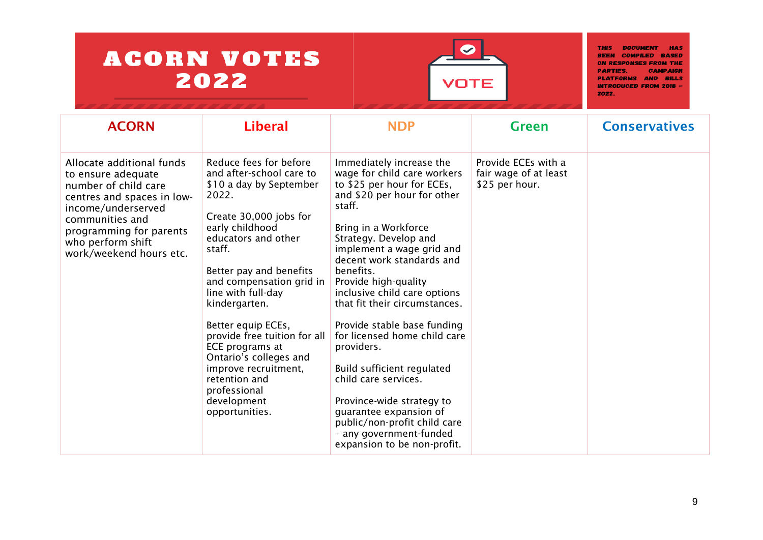# ACORN VOTES 2022

VOTE

THIS DOCUMENT HAS BEEN COMPILED BASED ON RESPONSES FROM THE PARTIES, CAMPAIGN PLATFORMS AND BILLS INTRODUCED FROM 2018 – 2022.

| ACORN | Liberal | NDP | Green | Conservatives |
|---|---|---|---|---|
| Allocate additional funds to ensure adequate number of child care centres and spaces in low-income/underserved communities and programming for parents who perform shift work/weekend hours etc. | Reduce fees for before and after-school care to $10 a day by September 2022.<br><br>Create 30,000 jobs for early childhood educators and other staff.<br><br>Better pay and benefits and compensation grid in line with full-day kindergarten.<br><br>Better equip ECEs, provide free tuition for all ECE programs at Ontario's colleges and improve recruitment, retention and professional development opportunities. | Immediately increase the wage for child care workers to $25 per hour for ECEs, and $20 per hour for other staff.<br><br>Bring in a Workforce Strategy. Develop and implement a wage grid and decent work standards and benefits.<br>Provide high-quality inclusive child care options that fit their circumstances.<br><br>Provide stable base funding for licensed home child care providers.<br><br>Build sufficient regulated child care services.<br><br>Province-wide strategy to guarantee expansion of public/non-profit child care – any government-funded expansion to be non-profit. | Provide ECEs with a fair wage of at least $25 per hour. | |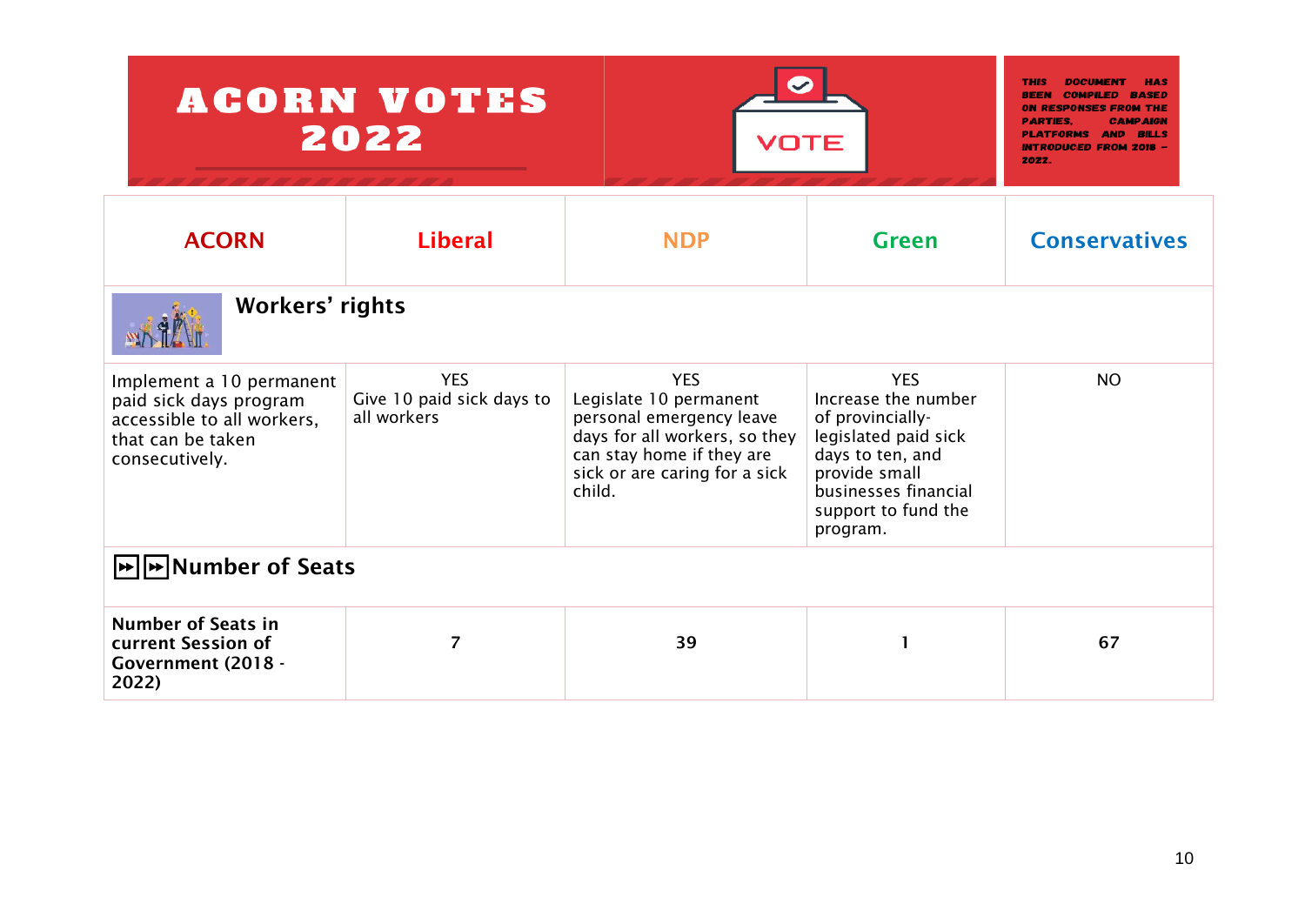# ACORN VOTES 2022

THIS DOCUMENT HAS BEEN COMPILED BASED ON RESPONSES FROM THE PARTIES, CAMPAIGN PLATFORMS AND BILLS INTRODUCED FROM 2018 – 2022.

| ACORN | Liberal | NDP | Green | Conservatives |
|---|---|---|---|---|
| **Workers' rights** | | | | |
| Implement a 10 permanent paid sick days program accessible to all workers, that can be taken consecutively. | YES<br>Give 10 paid sick days to all workers | YES<br>Legislate 10 permanent personal emergency leave days for all workers, so they can stay home if they are sick or are caring for a sick child. | YES<br>Increase the number of provincially-legislated paid sick days to ten, and provide small businesses financial support to fund the program. | NO |
| **Number of Seats** | | | | |
| **Number of Seats in current Session of Government (2018 - 2022)** | **7** | **39** | **1** | **67** |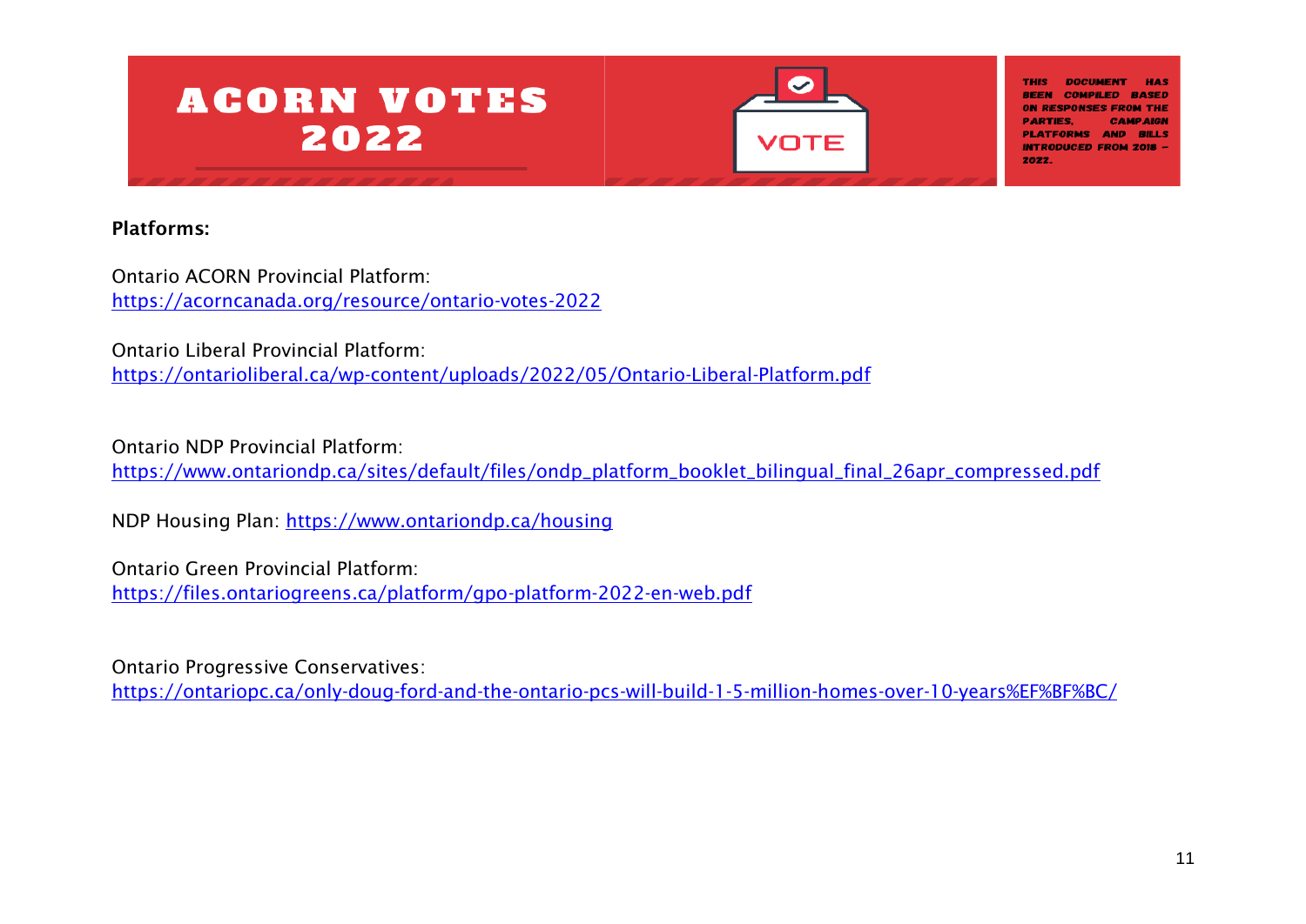# ACORN VOTES 2022

VOTE

THIS DOCUMENT HAS BEEN COMPILED BASED ON RESPONSES FROM THE PARTIES, CAMPAIGN PLATFORMS AND BILLS INTRODUCED FROM 2018 – 2022.

**Platforms:**

Ontario ACORN Provincial Platform:
https://acorncanada.org/resource/ontario-votes-2022

Ontario Liberal Provincial Platform:
https://ontarioliberal.ca/wp-content/uploads/2022/05/Ontario-Liberal-Platform.pdf

Ontario NDP Provincial Platform:
https://www.ontariondp.ca/sites/default/files/ondp_platform_booklet_bilingual_final_26apr_compressed.pdf

NDP Housing Plan: https://www.ontariondp.ca/housing

Ontario Green Provincial Platform:
https://files.ontariogreens.ca/platform/gpo-platform-2022-en-web.pdf

Ontario Progressive Conservatives:
https://ontariopc.ca/only-doug-ford-and-the-ontario-pcs-will-build-1-5-million-homes-over-10-years%EF%BF%BC/